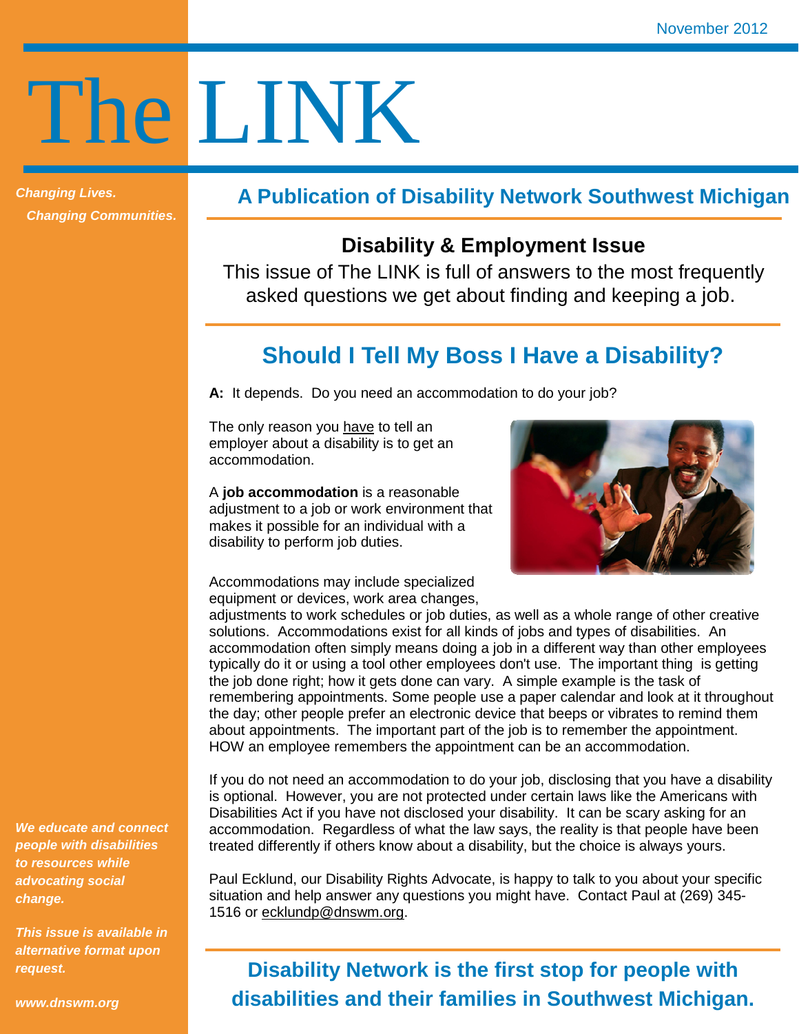November 2012

# The LINK

*Changing Lives.*
*Changing Communities.*

## A Publication of Disability Network Southwest Michigan

**Disability & Employment Issue**

This issue of The LINK is full of answers to the most frequently asked questions we get about finding and keeping a job.

## Should I Tell My Boss I Have a Disability?

**A:** It depends. Do you need an accommodation to do your job?

The only reason you have to tell an employer about a disability is to get an accommodation.

A **job accommodation** is a reasonable adjustment to a job or work environment that makes it possible for an individual with a disability to perform job duties.

Accommodations may include specialized equipment or devices, work area changes, adjustments to work schedules or job duties, as well as a whole range of other creative solutions. Accommodations exist for all kinds of jobs and types of disabilities. An accommodation often simply means doing a job in a different way than other employees typically do it or using a tool other employees don't use. The important thing is getting the job done right; how it gets done can vary. A simple example is the task of remembering appointments. Some people use a paper calendar and look at it throughout the day; other people prefer an electronic device that beeps or vibrates to remind them about appointments. The important part of the job is to remember the appointment. HOW an employee remembers the appointment can be an accommodation.

If you do not need an accommodation to do your job, disclosing that you have a disability is optional. However, you are not protected under certain laws like the Americans with Disabilities Act if you have not disclosed your disability. It can be scary asking for an accommodation. Regardless of what the law says, the reality is that people have been treated differently if others know about a disability, but the choice is always yours.

Paul Ecklund, our Disability Rights Advocate, is happy to talk to you about your specific situation and help answer any questions you might have. Contact Paul at (269) 345-1516 or ecklundp@dnswm.org.

**Disability Network is the first stop for people with disabilities and their families in Southwest Michigan.**

*We educate and connect people with disabilities to resources while advocating social change.*

*This issue is available in alternative format upon request.*

*www.dnswm.org*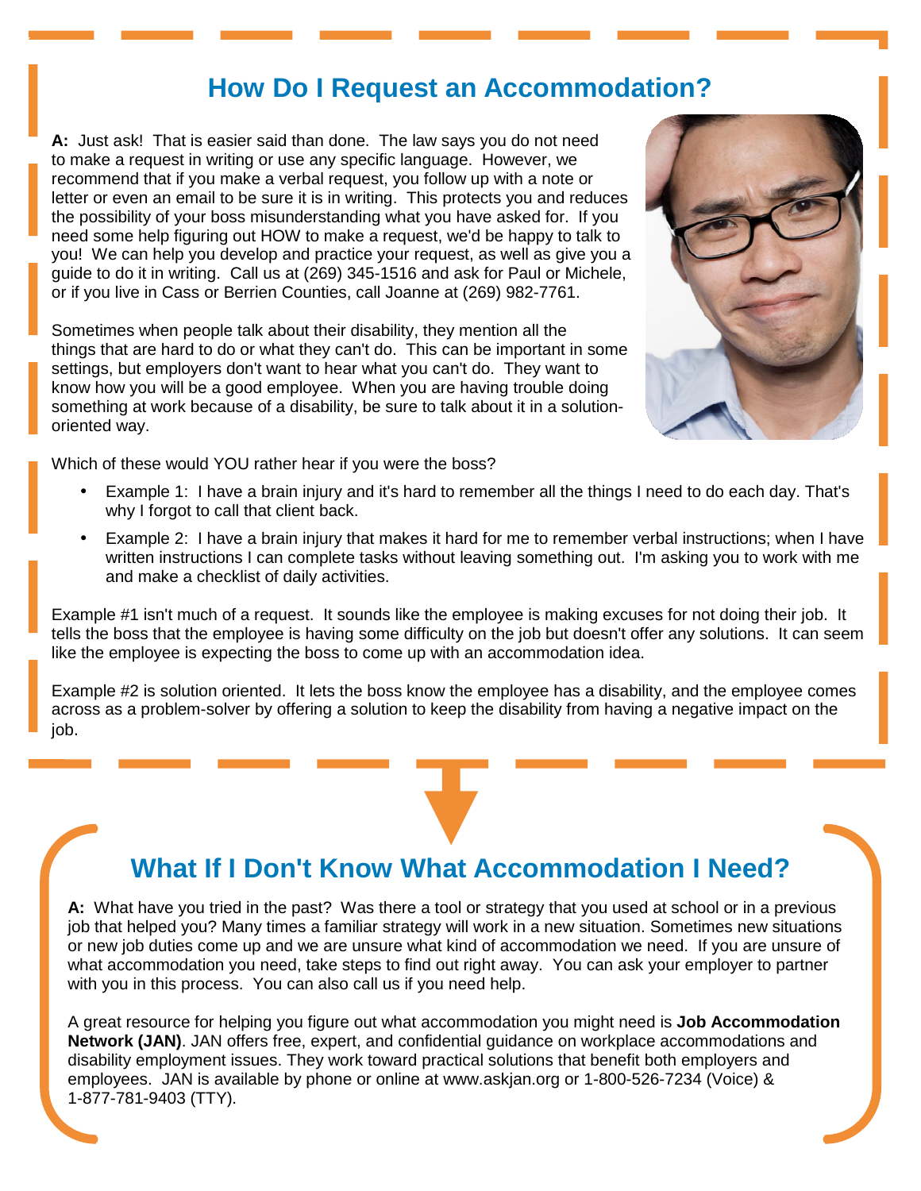## How Do I Request an Accommodation?

**A:** Just ask! That is easier said than done. The law says you do not need to make a request in writing or use any specific language. However, we recommend that if you make a verbal request, you follow up with a note or letter or even an email to be sure it is in writing. This protects you and reduces the possibility of your boss misunderstanding what you have asked for. If you need some help figuring out HOW to make a request, we'd be happy to talk to you! We can help you develop and practice your request, as well as give you a guide to do it in writing. Call us at (269) 345-1516 and ask for Paul or Michele, or if you live in Cass or Berrien Counties, call Joanne at (269) 982-7761.

Sometimes when people talk about their disability, they mention all the things that are hard to do or what they can't do. This can be important in some settings, but employers don't want to hear what you can't do. They want to know how you will be a good employee. When you are having trouble doing something at work because of a disability, be sure to talk about it in a solution-oriented way.

Which of these would YOU rather hear if you were the boss?

- Example 1: I have a brain injury and it's hard to remember all the things I need to do each day. That's why I forgot to call that client back.
- Example 2: I have a brain injury that makes it hard for me to remember verbal instructions; when I have written instructions I can complete tasks without leaving something out. I'm asking you to work with me and make a checklist of daily activities.

Example #1 isn't much of a request. It sounds like the employee is making excuses for not doing their job. It tells the boss that the employee is having some difficulty on the job but doesn't offer any solutions. It can seem like the employee is expecting the boss to come up with an accommodation idea.

Example #2 is solution oriented. It lets the boss know the employee has a disability, and the employee comes across as a problem-solver by offering a solution to keep the disability from having a negative impact on the job.

## What If I Don't Know What Accommodation I Need?

**A:** What have you tried in the past? Was there a tool or strategy that you used at school or in a previous job that helped you? Many times a familiar strategy will work in a new situation. Sometimes new situations or new job duties come up and we are unsure what kind of accommodation we need. If you are unsure of what accommodation you need, take steps to find out right away. You can ask your employer to partner with you in this process. You can also call us if you need help.

A great resource for helping you figure out what accommodation you might need is **Job Accommodation Network (JAN)**. JAN offers free, expert, and confidential guidance on workplace accommodations and disability employment issues. They work toward practical solutions that benefit both employers and employees. JAN is available by phone or online at www.askjan.org or 1-800-526-7234 (Voice) & 1-877-781-9403 (TTY).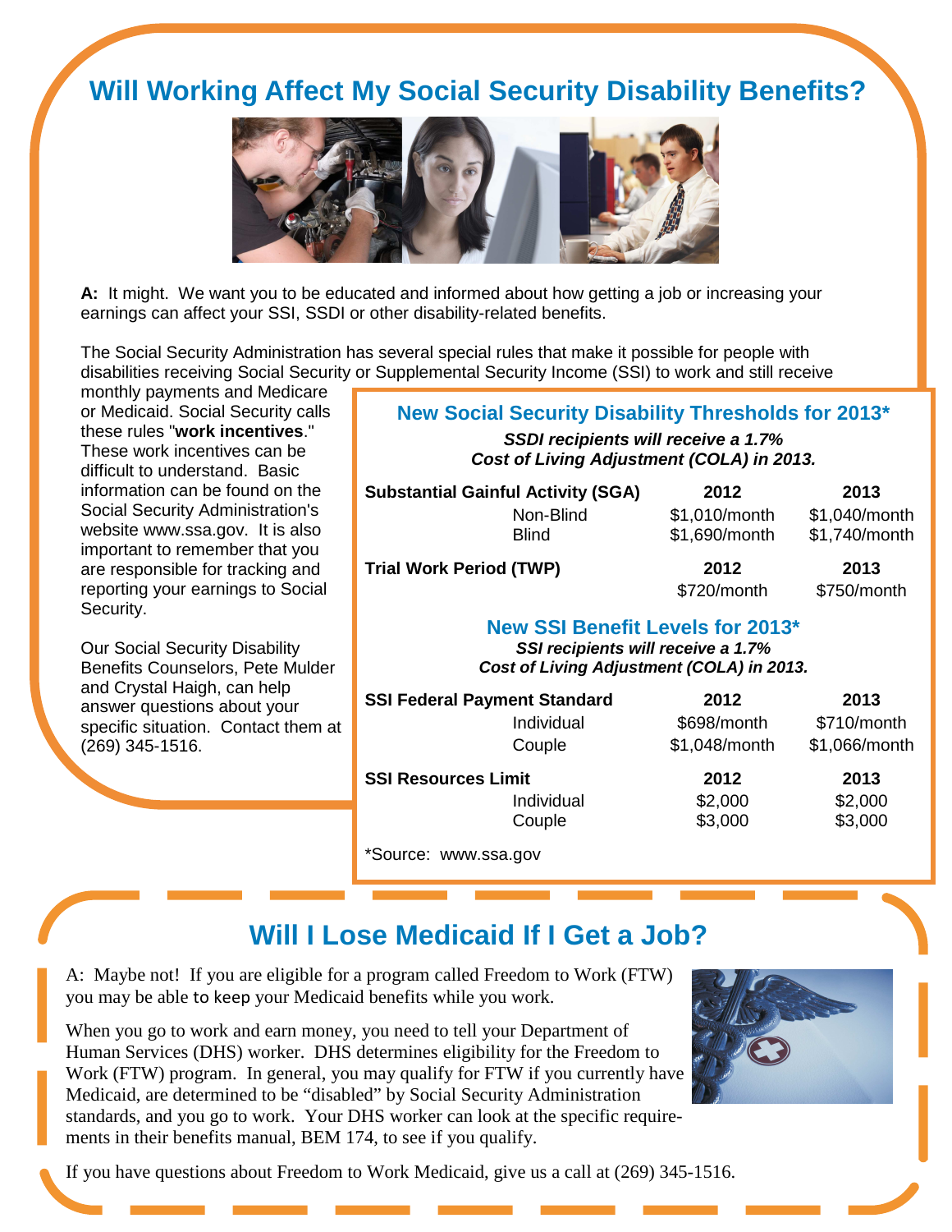# Will Working Affect My Social Security Disability Benefits?

**A:** It might. We want you to be educated and informed about how getting a job or increasing your earnings can affect your SSI, SSDI or other disability-related benefits.

The Social Security Administration has several special rules that make it possible for people with disabilities receiving Social Security or Supplemental Security Income (SSI) to work and still receive monthly payments and Medicare or Medicaid. Social Security calls these rules "**work incentives**." These work incentives can be difficult to understand. Basic information can be found on the Social Security Administration's website www.ssa.gov. It is also important to remember that you are responsible for tracking and reporting your earnings to Social Security.

Our Social Security Disability Benefits Counselors, Pete Mulder and Crystal Haigh, can help answer questions about your specific situation. Contact them at (269) 345-1516.

## New Social Security Disability Thresholds for 2013*

***SSDI recipients will receive a 1.7% Cost of Living Adjustment (COLA) in 2013.***

| Substantial Gainful Activity (SGA) | 2012 | 2013 |
|---|---|---|
| Non-Blind | $1,010/month | $1,040/month |
| Blind | $1,690/month | $1,740/month |

| Trial Work Period (TWP) | 2012 | 2013 |
|---|---|---|
| | $720/month | $750/month |

## New SSI Benefit Levels for 2013*

***SSI recipients will receive a 1.7% Cost of Living Adjustment (COLA) in 2013.***

| SSI Federal Payment Standard | 2012 | 2013 |
|---|---|---|
| Individual | $698/month | $710/month |
| Couple | $1,048/month | $1,066/month |

| SSI Resources Limit | 2012 | 2013 |
|---|---|---|
| Individual | $2,000 | $2,000 |
| Couple | $3,000 | $3,000 |

*Source: www.ssa.gov

# Will I Lose Medicaid If I Get a Job?

A: Maybe not! If you are eligible for a program called Freedom to Work (FTW) you may be able to keep your Medicaid benefits while you work.

When you go to work and earn money, you need to tell your Department of Human Services (DHS) worker. DHS determines eligibility for the Freedom to Work (FTW) program. In general, you may qualify for FTW if you currently have Medicaid, are determined to be "disabled" by Social Security Administration standards, and you go to work. Your DHS worker can look at the specific requirements in their benefits manual, BEM 174, to see if you qualify.

If you have questions about Freedom to Work Medicaid, give us a call at (269) 345-1516.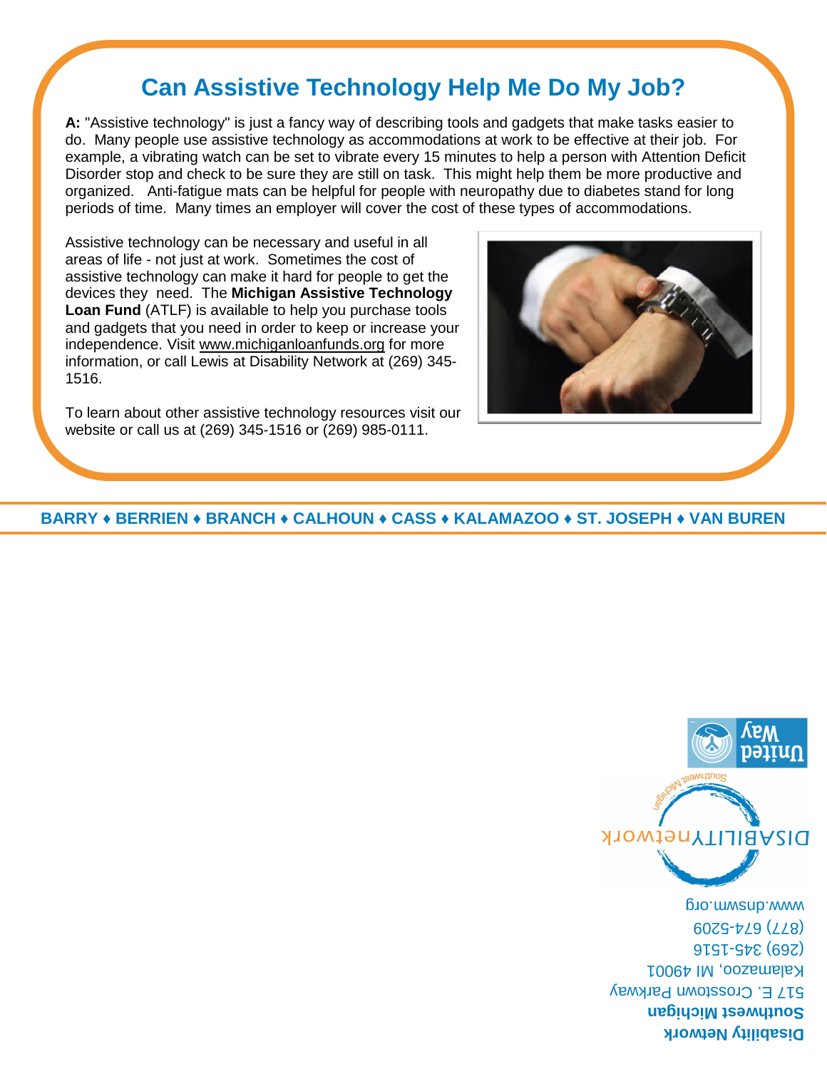# Can Assistive Technology Help Me Do My Job?

**A:** "Assistive technology" is just a fancy way of describing tools and gadgets that make tasks easier to do. Many people use assistive technology as accommodations at work to be effective at their job. For example, a vibrating watch can be set to vibrate every 15 minutes to help a person with Attention Deficit Disorder stop and check to be sure they are still on task. This might help them be more productive and organized. Anti-fatigue mats can be helpful for people with neuropathy due to diabetes stand for long periods of time. Many times an employer will cover the cost of these types of accommodations.

Assistive technology can be necessary and useful in all areas of life - not just at work. Sometimes the cost of assistive technology can make it hard for people to get the devices they need. The **Michigan Assistive Technology Loan Fund** (ATLF) is available to help you purchase tools and gadgets that you need in order to keep or increase your independence. Visit www.michiganloanfunds.org for more information, or call Lewis at Disability Network at (269) 345-1516.

To learn about other assistive technology resources visit our website or call us at (269) 345-1516 or (269) 985-0111.

**BARRY ♦ BERRIEN ♦ BRANCH ♦ CALHOUN ♦ CASS ♦ KALAMAZOO ♦ ST. JOSEPH ♦ VAN BUREN**

United Way

Southwest Michigan DISABILITYnetwork

**Disability Network**
**Southwest Michigan**
517 E. Crosstown Parkway
Kalamazoo, MI 49001
(269) 345-1516
(877) 674-5209
www.dnswm.org